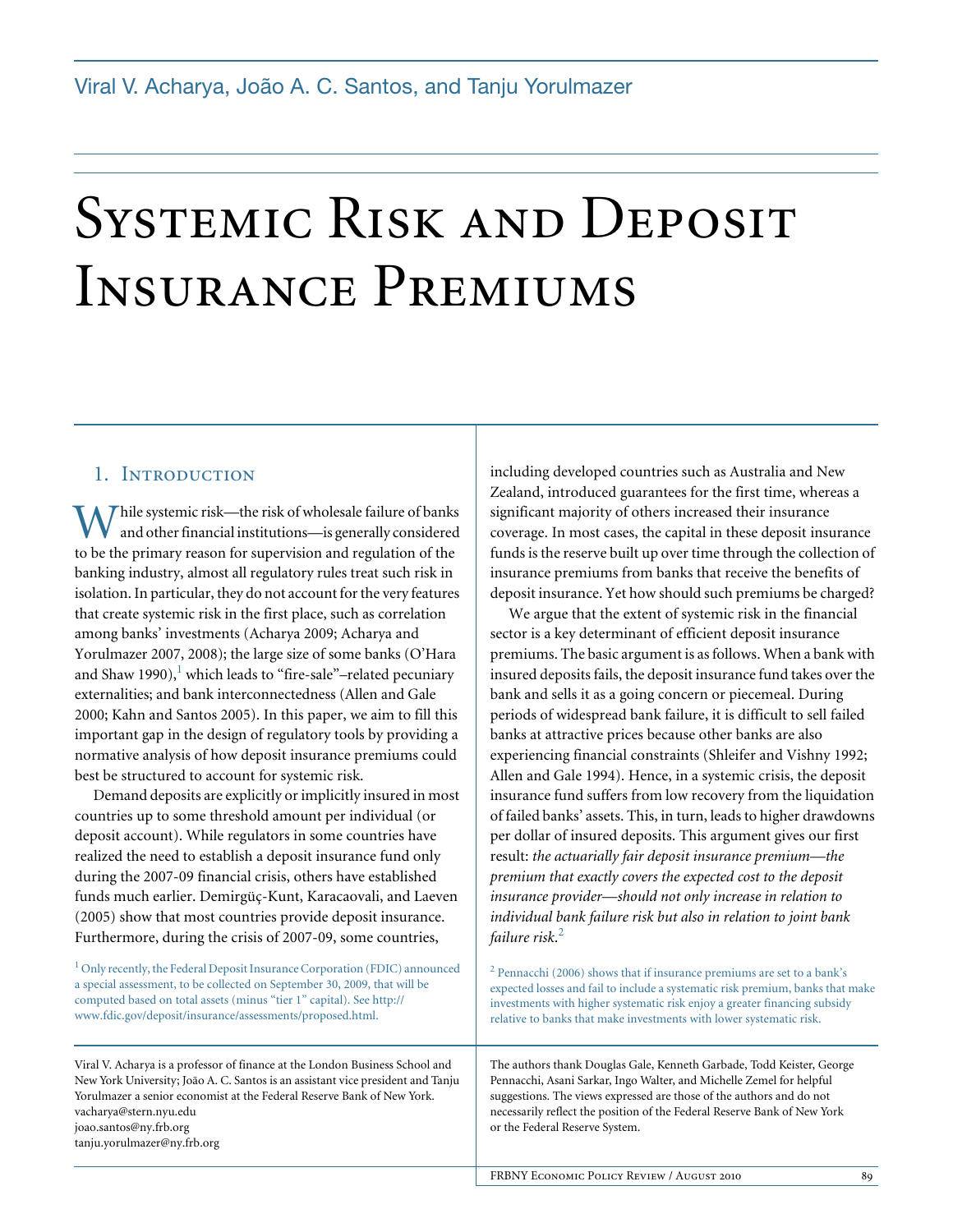Viral V. Acharya, João A. C. Santos, and Tanju Yorulmazer

# Systemic Risk and Deposit Insurance Premiums

## 1. Introduction

While systemic risk—the risk of wholesale failure of banks and other financial institutions—is generally considered to be the primary reason for supervision and regulation of the banking industry, almost all regulatory rules treat such risk in isolation. In particular, they do not account for the very features that create systemic risk in the first place, such as correlation among banks' investments (Acharya 2009; Acharya and Yorulmazer 2007, 2008); the large size of some banks (O'Hara and Shaw 1990),[1] which leads to "fire-sale"–related pecuniary externalities; and bank interconnectedness (Allen and Gale 2000; Kahn and Santos 2005). In this paper, we aim to fill this important gap in the design of regulatory tools by providing a normative analysis of how deposit insurance premiums could best be structured to account for systemic risk.

Demand deposits are explicitly or implicitly insured in most countries up to some threshold amount per individual (or deposit account). While regulators in some countries have realized the need to establish a deposit insurance fund only during the 2007-09 financial crisis, others have established funds much earlier. Demirgüç-Kunt, Karacaovali, and Laeven (2005) show that most countries provide deposit insurance. Furthermore, during the crisis of 2007-09, some countries, including developed countries such as Australia and New Zealand, introduced guarantees for the first time, whereas a significant majority of others increased their insurance coverage. In most cases, the capital in these deposit insurance funds is the reserve built up over time through the collection of insurance premiums from banks that receive the benefits of deposit insurance. Yet how should such premiums be charged?

We argue that the extent of systemic risk in the financial sector is a key determinant of efficient deposit insurance premiums. The basic argument is as follows. When a bank with insured deposits fails, the deposit insurance fund takes over the bank and sells it as a going concern or piecemeal. During periods of widespread bank failure, it is difficult to sell failed banks at attractive prices because other banks are also experiencing financial constraints (Shleifer and Vishny 1992; Allen and Gale 1994). Hence, in a systemic crisis, the deposit insurance fund suffers from low recovery from the liquidation of failed banks' assets. This, in turn, leads to higher drawdowns per dollar of insured deposits. This argument gives our first result: *the actuarially fair deposit insurance premium—the premium that exactly covers the expected cost to the deposit insurance provider—should not only increase in relation to individual bank failure risk but also in relation to joint bank failure risk*.[2]

[1] Only recently, the Federal Deposit Insurance Corporation (FDIC) announced a special assessment, to be collected on September 30, 2009, that will be computed based on total assets (minus "tier 1" capital). See http://www.fdic.gov/deposit/insurance/assessments/proposed.html.

[2] Pennacchi (2006) shows that if insurance premiums are set to a bank's expected losses and fail to include a systematic risk premium, banks that make investments with higher systematic risk enjoy a greater financing subsidy relative to banks that make investments with lower systematic risk.

Viral V. Acharya is a professor of finance at the London Business School and New York University; João A. C. Santos is an assistant vice president and Tanju Yorulmazer a senior economist at the Federal Reserve Bank of New York.
vacharya@stern.nyu.edu
joao.santos@ny.frb.org
tanju.yorulmazer@ny.frb.org

The authors thank Douglas Gale, Kenneth Garbade, Todd Keister, George Pennacchi, Asani Sarkar, Ingo Walter, and Michelle Zemel for helpful suggestions. The views expressed are those of the authors and do not necessarily reflect the position of the Federal Reserve Bank of New York or the Federal Reserve System.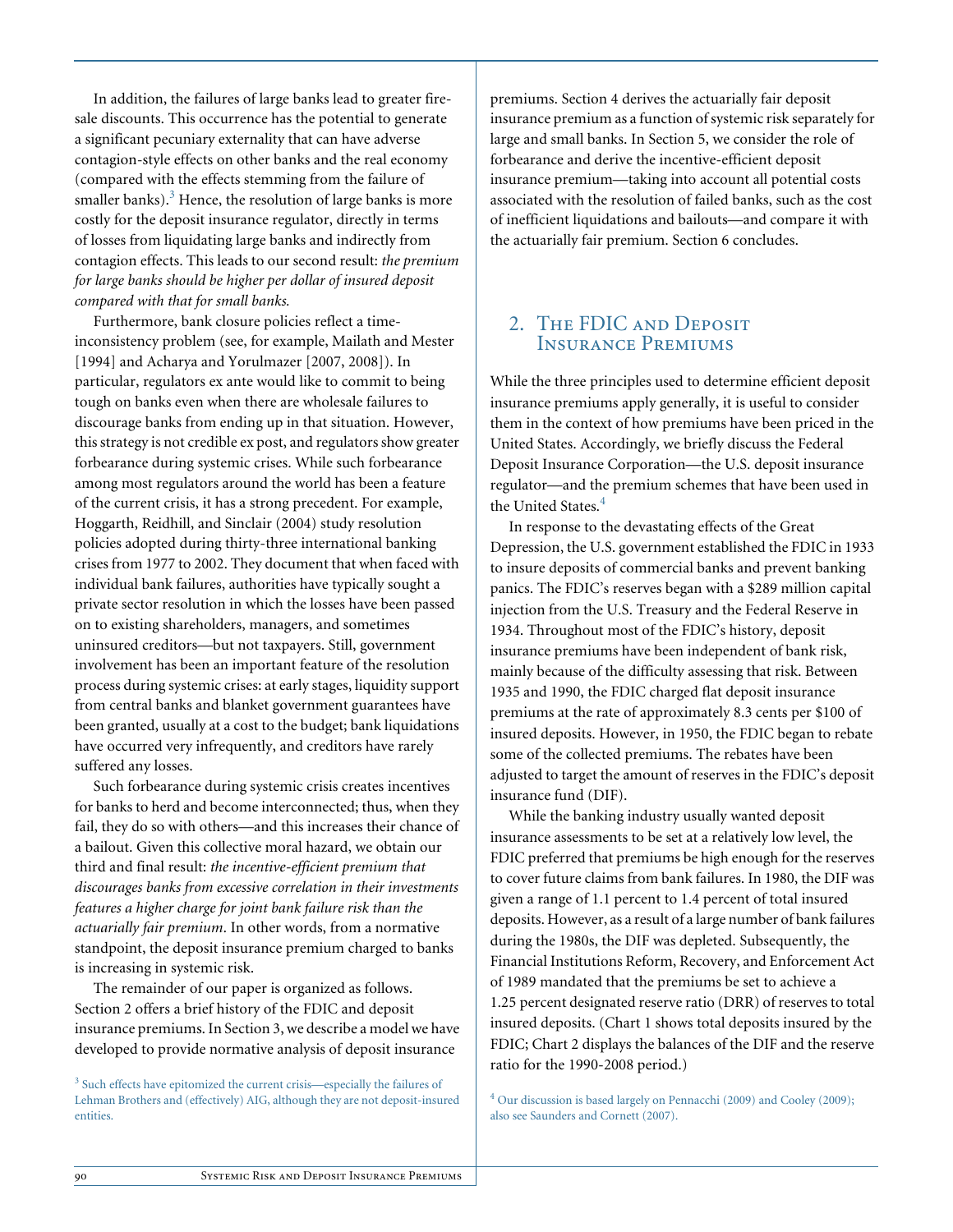In addition, the failures of large banks lead to greater fire-sale discounts. This occurrence has the potential to generate a significant pecuniary externality that can have adverse contagion-style effects on other banks and the real economy (compared with the effects stemming from the failure of smaller banks).[3] Hence, the resolution of large banks is more costly for the deposit insurance regulator, directly in terms of losses from liquidating large banks and indirectly from contagion effects. This leads to our second result: *the premium for large banks should be higher per dollar of insured deposit compared with that for small banks.*

Furthermore, bank closure policies reflect a time-inconsistency problem (see, for example, Mailath and Mester [1994] and Acharya and Yorulmazer [2007, 2008]). In particular, regulators ex ante would like to commit to being tough on banks even when there are wholesale failures to discourage banks from ending up in that situation. However, this strategy is not credible ex post, and regulators show greater forbearance during systemic crises. While such forbearance among most regulators around the world has been a feature of the current crisis, it has a strong precedent. For example, Hoggarth, Reidhill, and Sinclair (2004) study resolution policies adopted during thirty-three international banking crises from 1977 to 2002. They document that when faced with individual bank failures, authorities have typically sought a private sector resolution in which the losses have been passed on to existing shareholders, managers, and sometimes uninsured creditors—but not taxpayers. Still, government involvement has been an important feature of the resolution process during systemic crises: at early stages, liquidity support from central banks and blanket government guarantees have been granted, usually at a cost to the budget; bank liquidations have occurred very infrequently, and creditors have rarely suffered any losses.

Such forbearance during systemic crisis creates incentives for banks to herd and become interconnected; thus, when they fail, they do so with others—and this increases their chance of a bailout. Given this collective moral hazard, we obtain our third and final result: *the incentive-efficient premium that discourages banks from excessive correlation in their investments features a higher charge for joint bank failure risk than the actuarially fair premium*. In other words, from a normative standpoint, the deposit insurance premium charged to banks is increasing in systemic risk.

The remainder of our paper is organized as follows. Section 2 offers a brief history of the FDIC and deposit insurance premiums. In Section 3, we describe a model we have developed to provide normative analysis of deposit insurance premiums. Section 4 derives the actuarially fair deposit insurance premium as a function of systemic risk separately for large and small banks. In Section 5, we consider the role of forbearance and derive the incentive-efficient deposit insurance premium—taking into account all potential costs associated with the resolution of failed banks, such as the cost of inefficient liquidations and bailouts—and compare it with the actuarially fair premium. Section 6 concludes.

## 2. The FDIC and Deposit Insurance Premiums

While the three principles used to determine efficient deposit insurance premiums apply generally, it is useful to consider them in the context of how premiums have been priced in the United States. Accordingly, we briefly discuss the Federal Deposit Insurance Corporation—the U.S. deposit insurance regulator—and the premium schemes that have been used in the United States.[4]

In response to the devastating effects of the Great Depression, the U.S. government established the FDIC in 1933 to insure deposits of commercial banks and prevent banking panics. The FDIC's reserves began with a $289 million capital injection from the U.S. Treasury and the Federal Reserve in 1934. Throughout most of the FDIC's history, deposit insurance premiums have been independent of bank risk, mainly because of the difficulty assessing that risk. Between 1935 and 1990, the FDIC charged flat deposit insurance premiums at the rate of approximately 8.3 cents per $100 of insured deposits. However, in 1950, the FDIC began to rebate some of the collected premiums. The rebates have been adjusted to target the amount of reserves in the FDIC's deposit insurance fund (DIF).

While the banking industry usually wanted deposit insurance assessments to be set at a relatively low level, the FDIC preferred that premiums be high enough for the reserves to cover future claims from bank failures. In 1980, the DIF was given a range of 1.1 percent to 1.4 percent of total insured deposits. However, as a result of a large number of bank failures during the 1980s, the DIF was depleted. Subsequently, the Financial Institutions Reform, Recovery, and Enforcement Act of 1989 mandated that the premiums be set to achieve a 1.25 percent designated reserve ratio (DRR) of reserves to total insured deposits. (Chart 1 shows total deposits insured by the FDIC; Chart 2 displays the balances of the DIF and the reserve ratio for the 1990-2008 period.)

[3] Such effects have epitomized the current crisis—especially the failures of Lehman Brothers and (effectively) AIG, although they are not deposit-insured entities.

[4] Our discussion is based largely on Pennacchi (2009) and Cooley (2009); also see Saunders and Cornett (2007).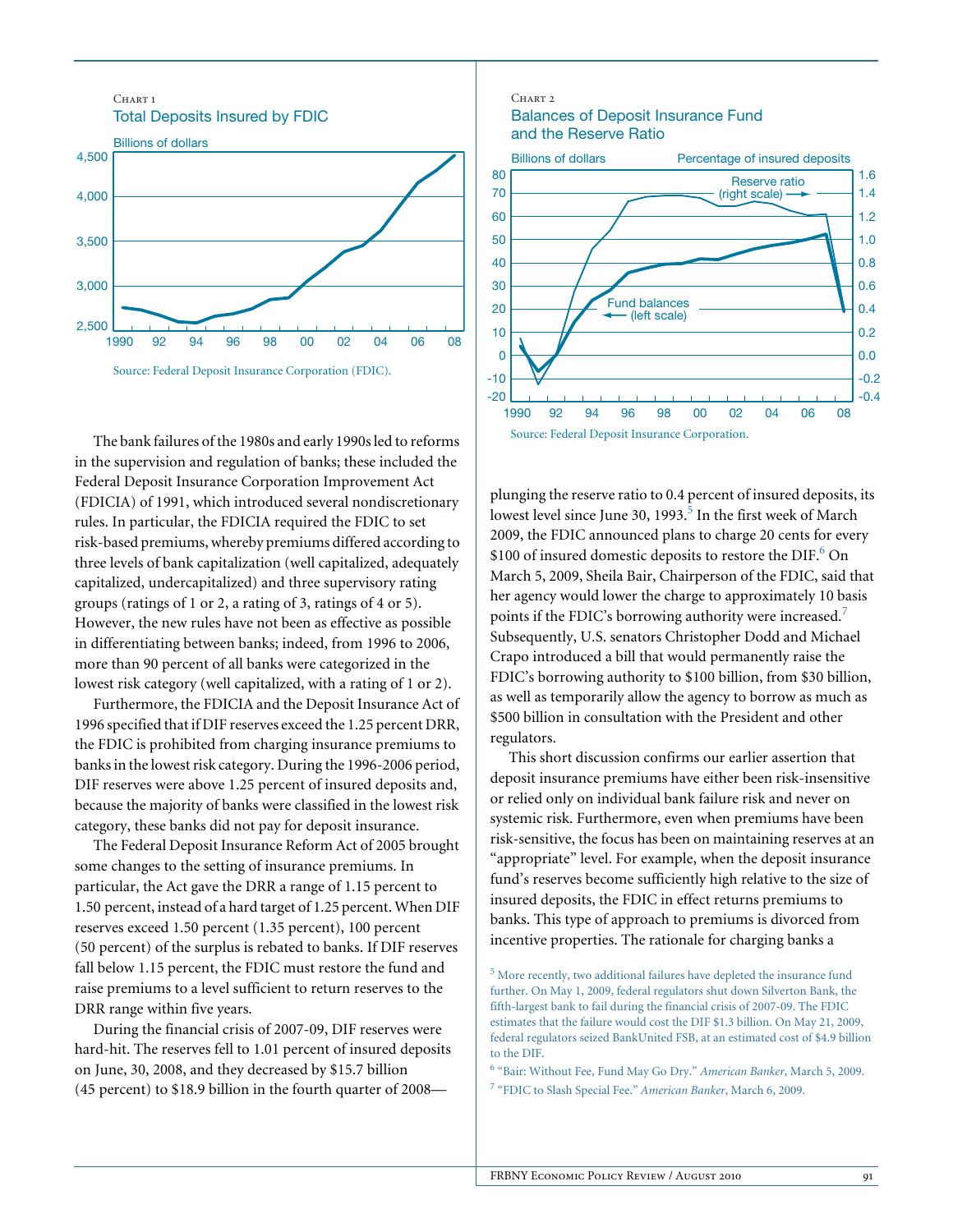Chart 1

Total Deposits Insured by FDIC

Source: Federal Deposit Insurance Corporation (FDIC).

Chart 2

Balances of Deposit Insurance Fund and the Reserve Ratio

Source: Federal Deposit Insurance Corporation.

The bank failures of the 1980s and early 1990s led to reforms in the supervision and regulation of banks; these included the Federal Deposit Insurance Corporation Improvement Act (FDICIA) of 1991, which introduced several nondiscretionary rules. In particular, the FDICIA required the FDIC to set risk-based premiums, whereby premiums differed according to three levels of bank capitalization (well capitalized, adequately capitalized, undercapitalized) and three supervisory rating groups (ratings of 1 or 2, a rating of 3, ratings of 4 or 5). However, the new rules have not been as effective as possible in differentiating between banks; indeed, from 1996 to 2006, more than 90 percent of all banks were categorized in the lowest risk category (well capitalized, with a rating of 1 or 2).

Furthermore, the FDICIA and the Deposit Insurance Act of 1996 specified that if DIF reserves exceed the 1.25 percent DRR, the FDIC is prohibited from charging insurance premiums to banks in the lowest risk category. During the 1996-2006 period, DIF reserves were above 1.25 percent of insured deposits and, because the majority of banks were classified in the lowest risk category, these banks did not pay for deposit insurance.

The Federal Deposit Insurance Reform Act of 2005 brought some changes to the setting of insurance premiums. In particular, the Act gave the DRR a range of 1.15 percent to 1.50 percent, instead of a hard target of 1.25 percent. When DIF reserves exceed 1.50 percent (1.35 percent), 100 percent (50 percent) of the surplus is rebated to banks. If DIF reserves fall below 1.15 percent, the FDIC must restore the fund and raise premiums to a level sufficient to return reserves to the DRR range within five years.

During the financial crisis of 2007-09, DIF reserves were hard-hit. The reserves fell to 1.01 percent of insured deposits on June, 30, 2008, and they decreased by $15.7 billion (45 percent) to $18.9 billion in the fourth quarter of 2008—plunging the reserve ratio to 0.4 percent of insured deposits, its lowest level since June 30, 1993.[5] In the first week of March 2009, the FDIC announced plans to charge 20 cents for every $100 of insured domestic deposits to restore the DIF.[6] On March 5, 2009, Sheila Bair, Chairperson of the FDIC, said that her agency would lower the charge to approximately 10 basis points if the FDIC's borrowing authority were increased.[7] Subsequently, U.S. senators Christopher Dodd and Michael Crapo introduced a bill that would permanently raise the FDIC's borrowing authority to $100 billion, from $30 billion, as well as temporarily allow the agency to borrow as much as $500 billion in consultation with the President and other regulators.

This short discussion confirms our earlier assertion that deposit insurance premiums have either been risk-insensitive or relied only on individual bank failure risk and never on systemic risk. Furthermore, even when premiums have been risk-sensitive, the focus has been on maintaining reserves at an "appropriate" level. For example, when the deposit insurance fund's reserves become sufficiently high relative to the size of insured deposits, the FDIC in effect returns premiums to banks. This type of approach to premiums is divorced from incentive properties. The rationale for charging banks a

[5] More recently, two additional failures have depleted the insurance fund further. On May 1, 2009, federal regulators shut down Silverton Bank, the fifth-largest bank to fail during the financial crisis of 2007-09. The FDIC estimates that the failure would cost the DIF $1.3 billion. On May 21, 2009, federal regulators seized BankUnited FSB, at an estimated cost of $4.9 billion to the DIF.

[6] "Bair: Without Fee, Fund May Go Dry." *American Banker*, March 5, 2009.

[7] "FDIC to Slash Special Fee." *American Banker*, March 6, 2009.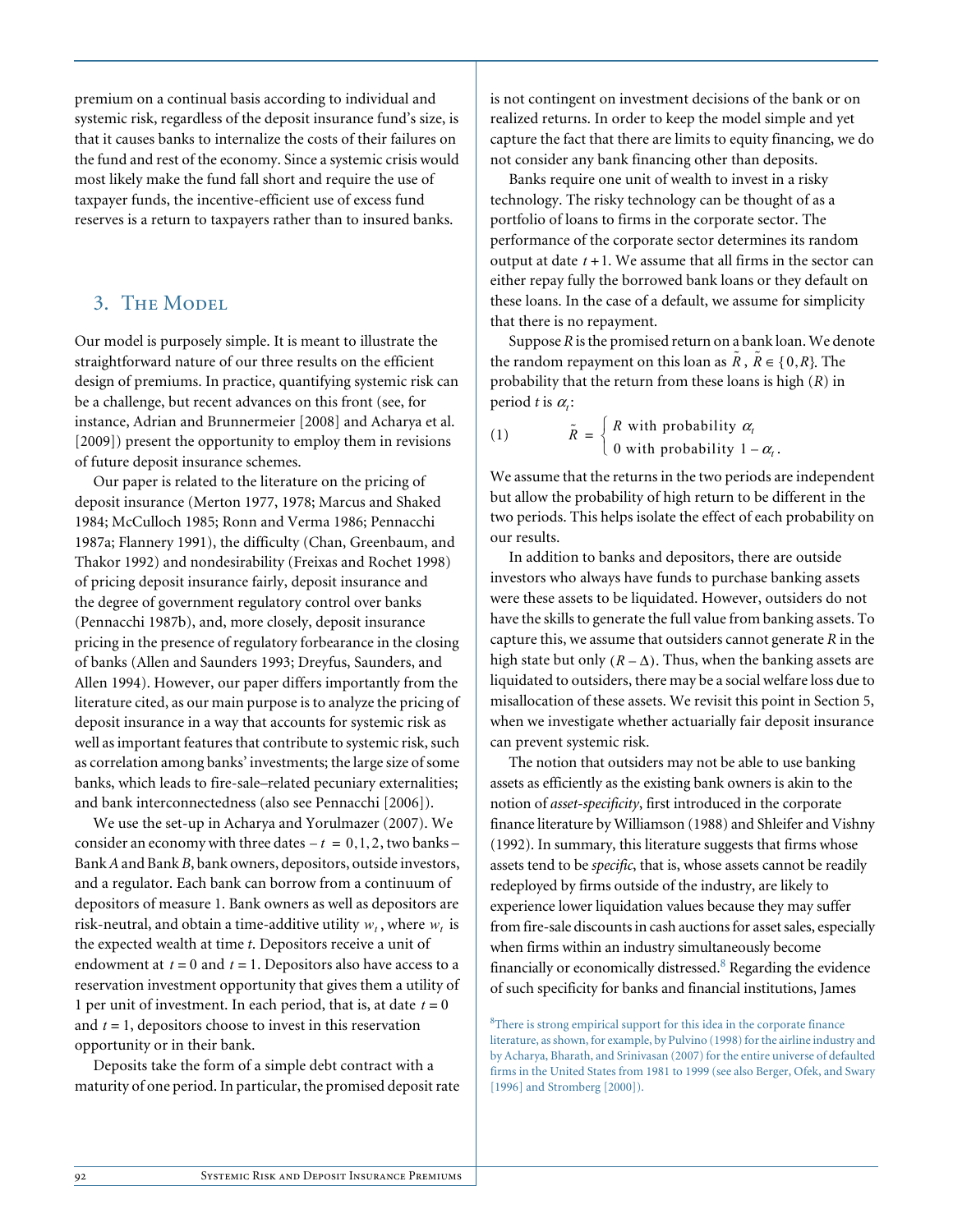premium on a continual basis according to individual and systemic risk, regardless of the deposit insurance fund's size, is that it causes banks to internalize the costs of their failures on the fund and rest of the economy. Since a systemic crisis would most likely make the fund fall short and require the use of taxpayer funds, the incentive-efficient use of excess fund reserves is a return to taxpayers rather than to insured banks.

## 3. The Model

Our model is purposely simple. It is meant to illustrate the straightforward nature of our three results on the efficient design of premiums. In practice, quantifying systemic risk can be a challenge, but recent advances on this front (see, for instance, Adrian and Brunnermeier [2008] and Acharya et al. [2009]) present the opportunity to employ them in revisions of future deposit insurance schemes.

Our paper is related to the literature on the pricing of deposit insurance (Merton 1977, 1978; Marcus and Shaked 1984; McCulloch 1985; Ronn and Verma 1986; Pennacchi 1987a; Flannery 1991), the difficulty (Chan, Greenbaum, and Thakor 1992) and nondesirability (Freixas and Rochet 1998) of pricing deposit insurance fairly, deposit insurance and the degree of government regulatory control over banks (Pennacchi 1987b), and, more closely, deposit insurance pricing in the presence of regulatory forbearance in the closing of banks (Allen and Saunders 1993; Dreyfus, Saunders, and Allen 1994). However, our paper differs importantly from the literature cited, as our main purpose is to analyze the pricing of deposit insurance in a way that accounts for systemic risk as well as important features that contribute to systemic risk, such as correlation among banks' investments; the large size of some banks, which leads to fire-sale–related pecuniary externalities; and bank interconnectedness (also see Pennacchi [2006]).

We use the set-up in Acharya and Yorulmazer (2007). We consider an economy with three dates – $t = 0, 1, 2$, two banks – Bank $A$ and Bank $B$, bank owners, depositors, outside investors, and a regulator. Each bank can borrow from a continuum of depositors of measure 1. Bank owners as well as depositors are risk-neutral, and obtain a time-additive utility $w_t$, where $w_t$ is the expected wealth at time $t$. Depositors receive a unit of endowment at $t = 0$ and $t = 1$. Depositors also have access to a reservation investment opportunity that gives them a utility of 1 per unit of investment. In each period, that is, at date $t = 0$ and $t = 1$, depositors choose to invest in this reservation opportunity or in their bank.

Deposits take the form of a simple debt contract with a maturity of one period. In particular, the promised deposit rate is not contingent on investment decisions of the bank or on realized returns. In order to keep the model simple and yet capture the fact that there are limits to equity financing, we do not consider any bank financing other than deposits.

Banks require one unit of wealth to invest in a risky technology. The risky technology can be thought of as a portfolio of loans to firms in the corporate sector. The performance of the corporate sector determines its random output at date $t+1$. We assume that all firms in the sector can either repay fully the borrowed bank loans or they default on these loans. In the case of a default, we assume for simplicity that there is no repayment.

Suppose $R$ is the promised return on a bank loan. We denote the random repayment on this loan as $\tilde{R}$, $\tilde{R} \in \{0, R\}$. The probability that the return from these loans is high ($R$) in period $t$ is $\alpha_t$:

$$(1) \qquad \tilde{R} = \begin{cases} R \text{ with probability } \alpha_t \\ 0 \text{ with probability } 1 - \alpha_t . \end{cases}$$

We assume that the returns in the two periods are independent but allow the probability of high return to be different in the two periods. This helps isolate the effect of each probability on our results.

In addition to banks and depositors, there are outside investors who always have funds to purchase banking assets were these assets to be liquidated. However, outsiders do not have the skills to generate the full value from banking assets. To capture this, we assume that outsiders cannot generate $R$ in the high state but only $(R - \Delta)$. Thus, when the banking assets are liquidated to outsiders, there may be a social welfare loss due to misallocation of these assets. We revisit this point in Section 5, when we investigate whether actuarially fair deposit insurance can prevent systemic risk.

The notion that outsiders may not be able to use banking assets as efficiently as the existing bank owners is akin to the notion of *asset-specificity*, first introduced in the corporate finance literature by Williamson (1988) and Shleifer and Vishny (1992). In summary, this literature suggests that firms whose assets tend to be *specific*, that is, whose assets cannot be readily redeployed by firms outside of the industry, are likely to experience lower liquidation values because they may suffer from fire-sale discounts in cash auctions for asset sales, especially when firms within an industry simultaneously become financially or economically distressed.[8] Regarding the evidence of such specificity for banks and financial institutions, James

[8]There is strong empirical support for this idea in the corporate finance literature, as shown, for example, by Pulvino (1998) for the airline industry and by Acharya, Bharath, and Srinivasan (2007) for the entire universe of defaulted firms in the United States from 1981 to 1999 (see also Berger, Ofek, and Swary [1996] and Stromberg [2000]).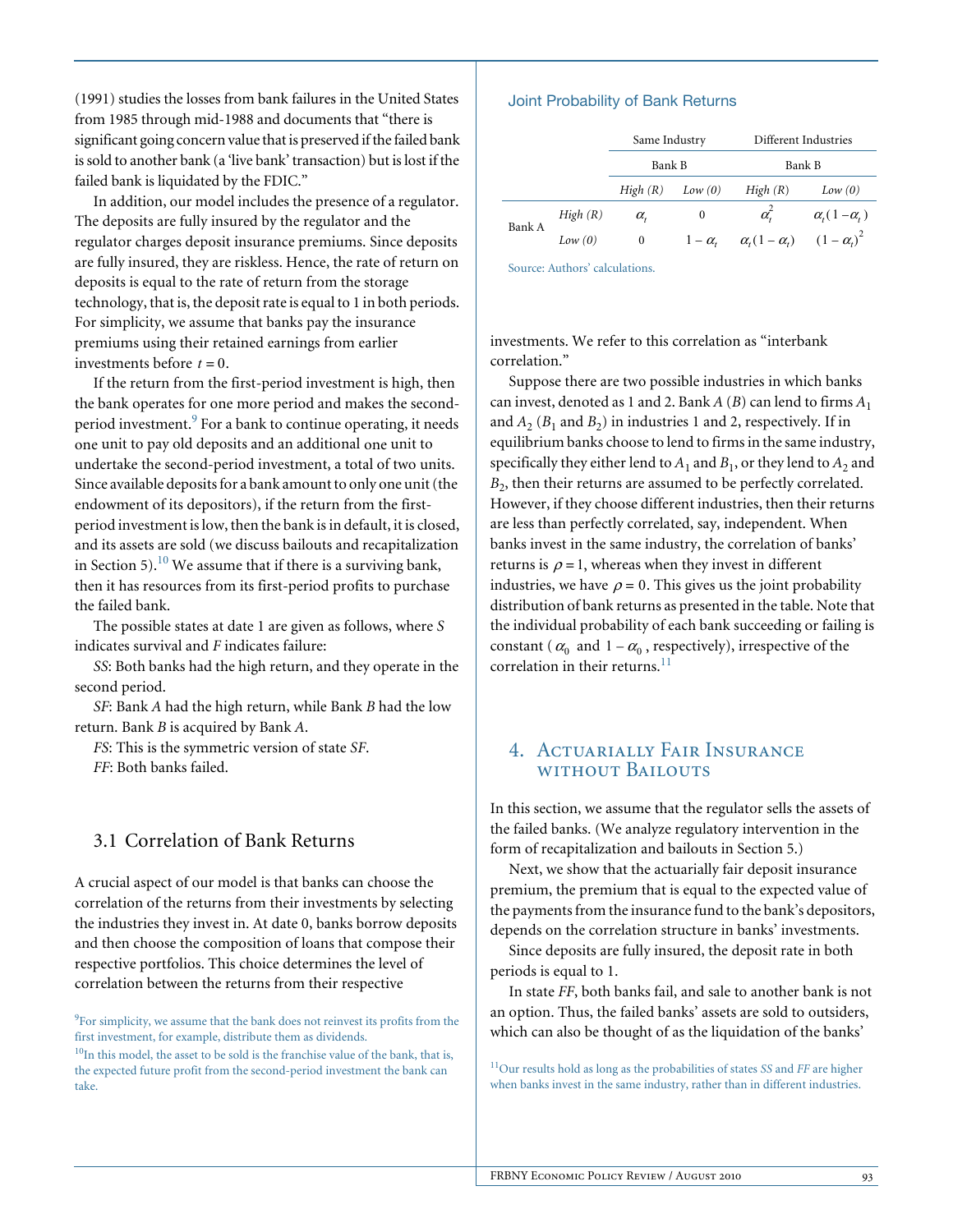(1991) studies the losses from bank failures in the United States from 1985 through mid-1988 and documents that "there is significant going concern value that is preserved if the failed bank is sold to another bank (a 'live bank' transaction) but is lost if the failed bank is liquidated by the FDIC."

In addition, our model includes the presence of a regulator. The deposits are fully insured by the regulator and the regulator charges deposit insurance premiums. Since deposits are fully insured, they are riskless. Hence, the rate of return on deposits is equal to the rate of return from the storage technology, that is, the deposit rate is equal to 1 in both periods. For simplicity, we assume that banks pay the insurance premiums using their retained earnings from earlier investments before $t = 0$.

If the return from the first-period investment is high, then the bank operates for one more period and makes the second-period investment.[9] For a bank to continue operating, it needs one unit to pay old deposits and an additional one unit to undertake the second-period investment, a total of two units. Since available deposits for a bank amount to only one unit (the endowment of its depositors), if the return from the first-period investment is low, then the bank is in default, it is closed, and its assets are sold (we discuss bailouts and recapitalization in Section 5).[10] We assume that if there is a surviving bank, then it has resources from its first-period profits to purchase the failed bank.

The possible states at date 1 are given as follows, where *S* indicates survival and *F* indicates failure:

*SS*: Both banks had the high return, and they operate in the second period.

*SF*: Bank *A* had the high return, while Bank *B* had the low return. Bank *B* is acquired by Bank *A*.

*FS*: This is the symmetric version of state *SF*.

*FF*: Both banks failed.

## 3.1 Correlation of Bank Returns

A crucial aspect of our model is that banks can choose the correlation of the returns from their investments by selecting the industries they invest in. At date 0, banks borrow deposits and then choose the composition of loans that compose their respective portfolios. This choice determines the level of correlation between the returns from their respective investments. We refer to this correlation as "interbank correlation."

Suppose there are two possible industries in which banks can invest, denoted as 1 and 2. Bank *A* (*B*) can lend to firms $A_1$ and $A_2$ ($B_1$ and $B_2$) in industries 1 and 2, respectively. If in equilibrium banks choose to lend to firms in the same industry, specifically they either lend to $A_1$ and $B_1$, or they lend to $A_2$ and $B_2$, then their returns are assumed to be perfectly correlated. However, if they choose different industries, then their returns are less than perfectly correlated, say, independent. When banks invest in the same industry, the correlation of banks' returns is $\rho = 1$, whereas when they invest in different industries, we have $\rho = 0$. This gives us the joint probability distribution of bank returns as presented in the table. Note that the individual probability of each bank succeeding or failing is constant ($\alpha_0$ and $1 - \alpha_0$, respectively), irrespective of the correlation in their returns.[11]

**Joint Probability of Bank Returns**

| | | Same Industry | | Different Industries | |
|---|---|---|---|---|---|
| | | Bank B | | Bank B | |
| | | *High (R)* | *Low (0)* | *High (R)* | *Low (0)* |
| Bank A | *High (R)* | $\alpha_t$ | 0 | $\alpha_t^2$ | $\alpha_t(1-\alpha_t)$ |
| | *Low (0)* | 0 | $1-\alpha_t$ | $\alpha_t(1-\alpha_t)$ | $(1-\alpha_t)^2$ |

Source: Authors' calculations.

## 4. Actuarially Fair Insurance without Bailouts

In this section, we assume that the regulator sells the assets of the failed banks. (We analyze regulatory intervention in the form of recapitalization and bailouts in Section 5.)

Next, we show that the actuarially fair deposit insurance premium, the premium that is equal to the expected value of the payments from the insurance fund to the bank's depositors, depends on the correlation structure in banks' investments.

Since deposits are fully insured, the deposit rate in both periods is equal to 1.

In state *FF*, both banks fail, and sale to another bank is not an option. Thus, the failed banks' assets are sold to outsiders, which can also be thought of as the liquidation of the banks'

[9] For simplicity, we assume that the bank does not reinvest its profits from the first investment, for example, distribute them as dividends.

[10] In this model, the asset to be sold is the franchise value of the bank, that is, the expected future profit from the second-period investment the bank can take.

[11] Our results hold as long as the probabilities of states *SS* and *FF* are higher when banks invest in the same industry, rather than in different industries.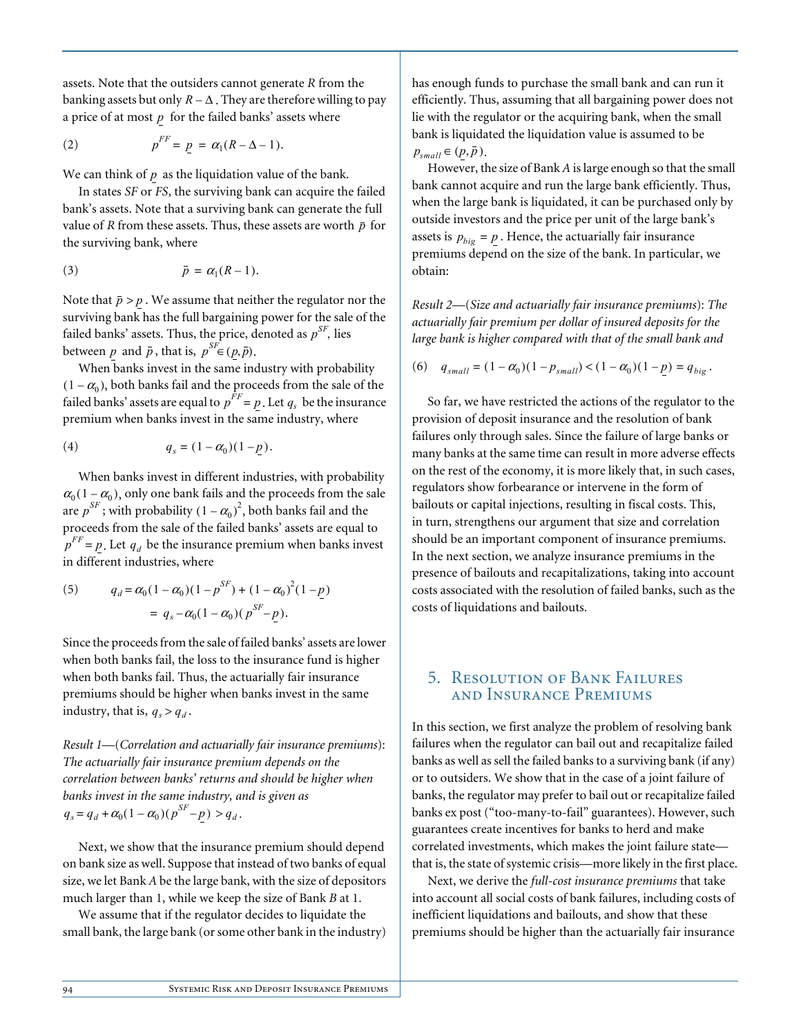assets. Note that the outsiders cannot generate $R$ from the banking assets but only $R - \Delta$. They are therefore willing to pay a price of at most $\underline{p}$ for the failed banks' assets where

$$p^{FF} = \underline{p} = \alpha_1(R - \Delta - 1). \tag{2}$$

We can think of $\underline{p}$ as the liquidation value of the bank.

In states $SF$ or $FS$, the surviving bank can acquire the failed bank's assets. Note that a surviving bank can generate the full value of $R$ from these assets. Thus, these assets are worth $\bar{p}$ for the surviving bank, where

$$\bar{p} = \alpha_1(R - 1). \tag{3}$$

Note that $\bar{p} > \underline{p}$. We assume that neither the regulator nor the surviving bank has the full bargaining power for the sale of the failed banks' assets. Thus, the price, denoted as $p^{SF}$, lies between $\underline{p}$ and $\bar{p}$, that is, $p^{SF} \in (\underline{p}, \bar{p})$.

When banks invest in the same industry with probability $(1 - \alpha_0)$, both banks fail and the proceeds from the sale of the failed banks' assets are equal to $p^{FF} = \underline{p}$. Let $q_s$ be the insurance premium when banks invest in the same industry, where

$$q_s = (1 - \alpha_0)(1 - \underline{p}). \tag{4}$$

When banks invest in different industries, with probability $\alpha_0(1 - \alpha_0)$, only one bank fails and the proceeds from the sale are $p^{SF}$; with probability $(1 - \alpha_0)^2$, both banks fail and the proceeds from the sale of the failed banks' assets are equal to $p^{FF} = \underline{p}$. Let $q_d$ be the insurance premium when banks invest in different industries, where

$$\begin{aligned} q_d &= \alpha_0(1 - \alpha_0)(1 - p^{SF}) + (1 - \alpha_0)^2(1 - \underline{p}) \\ &= q_s - \alpha_0(1 - \alpha_0)(p^{SF} - \underline{p}). \end{aligned} \tag{5}$$

Since the proceeds from the sale of failed banks' assets are lower when both banks fail, the loss to the insurance fund is higher when both banks fail. Thus, the actuarially fair insurance premiums should be higher when banks invest in the same industry, that is, $q_s > q_d$.

*Result 1—(Correlation and actuarially fair insurance premiums): The actuarially fair insurance premium depends on the correlation between banks' returns and should be higher when banks invest in the same industry, and is given as* $q_s = q_d + \alpha_0(1 - \alpha_0)(p^{SF} - \underline{p}) > q_d$.

Next, we show that the insurance premium should depend on bank size as well. Suppose that instead of two banks of equal size, we let Bank $A$ be the large bank, with the size of depositors much larger than 1, while we keep the size of Bank $B$ at 1.

We assume that if the regulator decides to liquidate the small bank, the large bank (or some other bank in the industry) has enough funds to purchase the small bank and can run it efficiently. Thus, assuming that all bargaining power does not lie with the regulator or the acquiring bank, when the small bank is liquidated the liquidation value is assumed to be $p_{small} \in (\underline{p}, \bar{p})$.

However, the size of Bank $A$ is large enough so that the small bank cannot acquire and run the large bank efficiently. Thus, when the large bank is liquidated, it can be purchased only by outside investors and the price per unit of the large bank's assets is $p_{big} = \underline{p}$. Hence, the actuarially fair insurance premiums depend on the size of the bank. In particular, we obtain:

*Result 2—(Size and actuarially fair insurance premiums): The actuarially fair premium per dollar of insured deposits for the large bank is higher compared with that of the small bank and*

$$q_{small} = (1 - \alpha_0)(1 - p_{small}) < (1 - \alpha_0)(1 - \underline{p}) = q_{big}. \tag{6}$$

So far, we have restricted the actions of the regulator to the provision of deposit insurance and the resolution of bank failures only through sales. Since the failure of large banks or many banks at the same time can result in more adverse effects on the rest of the economy, it is more likely that, in such cases, regulators show forbearance or intervene in the form of bailouts or capital injections, resulting in fiscal costs. This, in turn, strengthens our argument that size and correlation should be an important component of insurance premiums. In the next section, we analyze insurance premiums in the presence of bailouts and recapitalizations, taking into account costs associated with the resolution of failed banks, such as the costs of liquidations and bailouts.

## 5. Resolution of Bank Failures and Insurance Premiums

In this section, we first analyze the problem of resolving bank failures when the regulator can bail out and recapitalize failed banks as well as sell the failed banks to a surviving bank (if any) or to outsiders. We show that in the case of a joint failure of banks, the regulator may prefer to bail out or recapitalize failed banks ex post ("too-many-to-fail" guarantees). However, such guarantees create incentives for banks to herd and make correlated investments, which makes the joint failure state—that is, the state of systemic crisis—more likely in the first place.

Next, we derive the *full-cost insurance premiums* that take into account all social costs of bank failures, including costs of inefficient liquidations and bailouts, and show that these premiums should be higher than the actuarially fair insurance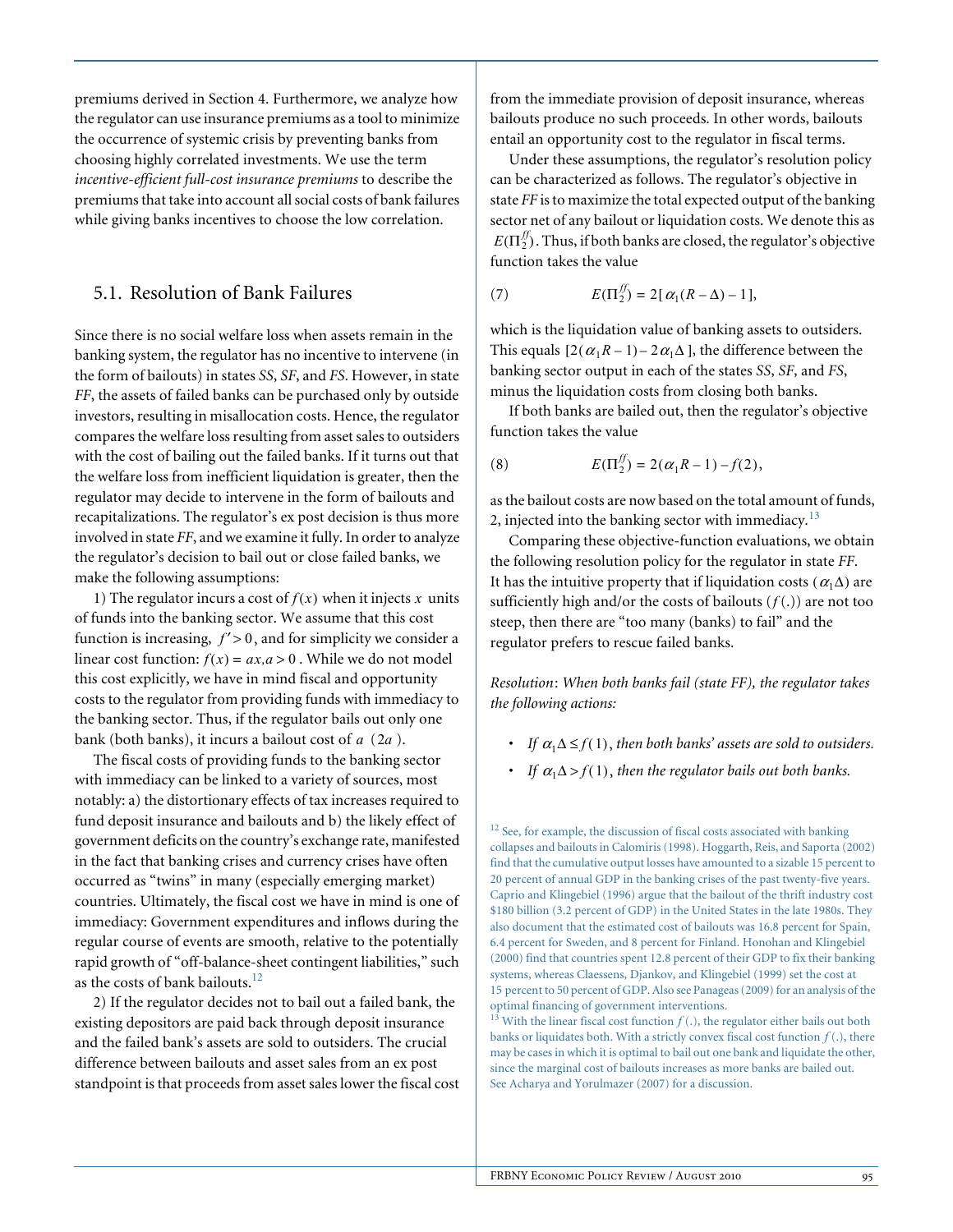premiums derived in Section 4. Furthermore, we analyze how the regulator can use insurance premiums as a tool to minimize the occurrence of systemic crisis by preventing banks from choosing highly correlated investments. We use the term *incentive-efficient full-cost insurance premiums* to describe the premiums that take into account all social costs of bank failures while giving banks incentives to choose the low correlation.

## 5.1. Resolution of Bank Failures

Since there is no social welfare loss when assets remain in the banking system, the regulator has no incentive to intervene (in the form of bailouts) in states *SS*, *SF*, and *FS*. However, in state *FF*, the assets of failed banks can be purchased only by outside investors, resulting in misallocation costs. Hence, the regulator compares the welfare loss resulting from asset sales to outsiders with the cost of bailing out the failed banks. If it turns out that the welfare loss from inefficient liquidation is greater, then the regulator may decide to intervene in the form of bailouts and recapitalizations. The regulator's ex post decision is thus more involved in state *FF*, and we examine it fully. In order to analyze the regulator's decision to bail out or close failed banks, we make the following assumptions:

1) The regulator incurs a cost of $f(x)$ when it injects $x$ units of funds into the banking sector. We assume that this cost function is increasing, $f' > 0$, and for simplicity we consider a linear cost function: $f(x) = ax, a > 0$. While we do not model this cost explicitly, we have in mind fiscal and opportunity costs to the regulator from providing funds with immediacy to the banking sector. Thus, if the regulator bails out only one bank (both banks), it incurs a bailout cost of $a$ ($2a$).

The fiscal costs of providing funds to the banking sector with immediacy can be linked to a variety of sources, most notably: a) the distortionary effects of tax increases required to fund deposit insurance and bailouts and b) the likely effect of government deficits on the country's exchange rate, manifested in the fact that banking crises and currency crises have often occurred as "twins" in many (especially emerging market) countries. Ultimately, the fiscal cost we have in mind is one of immediacy: Government expenditures and inflows during the regular course of events are smooth, relative to the potentially rapid growth of "off-balance-sheet contingent liabilities," such as the costs of bank bailouts.[12]

2) If the regulator decides not to bail out a failed bank, the existing depositors are paid back through deposit insurance and the failed bank's assets are sold to outsiders. The crucial difference between bailouts and asset sales from an ex post standpoint is that proceeds from asset sales lower the fiscal cost from the immediate provision of deposit insurance, whereas bailouts produce no such proceeds. In other words, bailouts entail an opportunity cost to the regulator in fiscal terms.

Under these assumptions, the regulator's resolution policy can be characterized as follows. The regulator's objective in state *FF* is to maximize the total expected output of the banking sector net of any bailout or liquidation costs. We denote this as $E(\Pi_2^{ff})$. Thus, if both banks are closed, the regulator's objective function takes the value

$$E(\Pi_2^{ff}) = 2[\alpha_1(R - \Delta) - 1], \tag{7}$$

which is the liquidation value of banking assets to outsiders. This equals $[2(\alpha_1 R - 1) - 2\alpha_1\Delta]$, the difference between the banking sector output in each of the states *SS*, *SF*, and *FS*, minus the liquidation costs from closing both banks.

If both banks are bailed out, then the regulator's objective function takes the value

$$E(\Pi_2^{ff}) = 2(\alpha_1 R - 1) - f(2), \tag{8}$$

as the bailout costs are now based on the total amount of funds, 2, injected into the banking sector with immediacy.[13]

Comparing these objective-function evaluations, we obtain the following resolution policy for the regulator in state *FF*. It has the intuitive property that if liquidation costs ($\alpha_1\Delta$) are sufficiently high and/or the costs of bailouts ($f(.)$) are not too steep, then there are "too many (banks) to fail" and the regulator prefers to rescue failed banks.

*Resolution*: *When both banks fail (state FF), the regulator takes the following actions:*

- *If* $\alpha_1\Delta \le f(1)$, *then both banks' assets are sold to outsiders.*
- *If* $\alpha_1\Delta > f(1)$, *then the regulator bails out both banks.*

[12] See, for example, the discussion of fiscal costs associated with banking collapses and bailouts in Calomiris (1998). Hoggarth, Reis, and Saporta (2002) find that the cumulative output losses have amounted to a sizable 15 percent to 20 percent of annual GDP in the banking crises of the past twenty-five years. Caprio and Klingebiel (1996) argue that the bailout of the thrift industry cost $180 billion (3.2 percent of GDP) in the United States in the late 1980s. They also document that the estimated cost of bailouts was 16.8 percent for Spain, 6.4 percent for Sweden, and 8 percent for Finland. Honohan and Klingebiel (2000) find that countries spent 12.8 percent of their GDP to fix their banking systems, whereas Claessens, Djankov, and Klingebiel (1999) set the cost at 15 percent to 50 percent of GDP. Also see Panageas (2009) for an analysis of the optimal financing of government interventions.

[13] With the linear fiscal cost function $f(.)$, the regulator either bails out both banks or liquidates both. With a strictly convex fiscal cost function $f(.)$, there may be cases in which it is optimal to bail out one bank and liquidate the other, since the marginal cost of bailouts increases as more banks are bailed out. See Acharya and Yorulmazer (2007) for a discussion.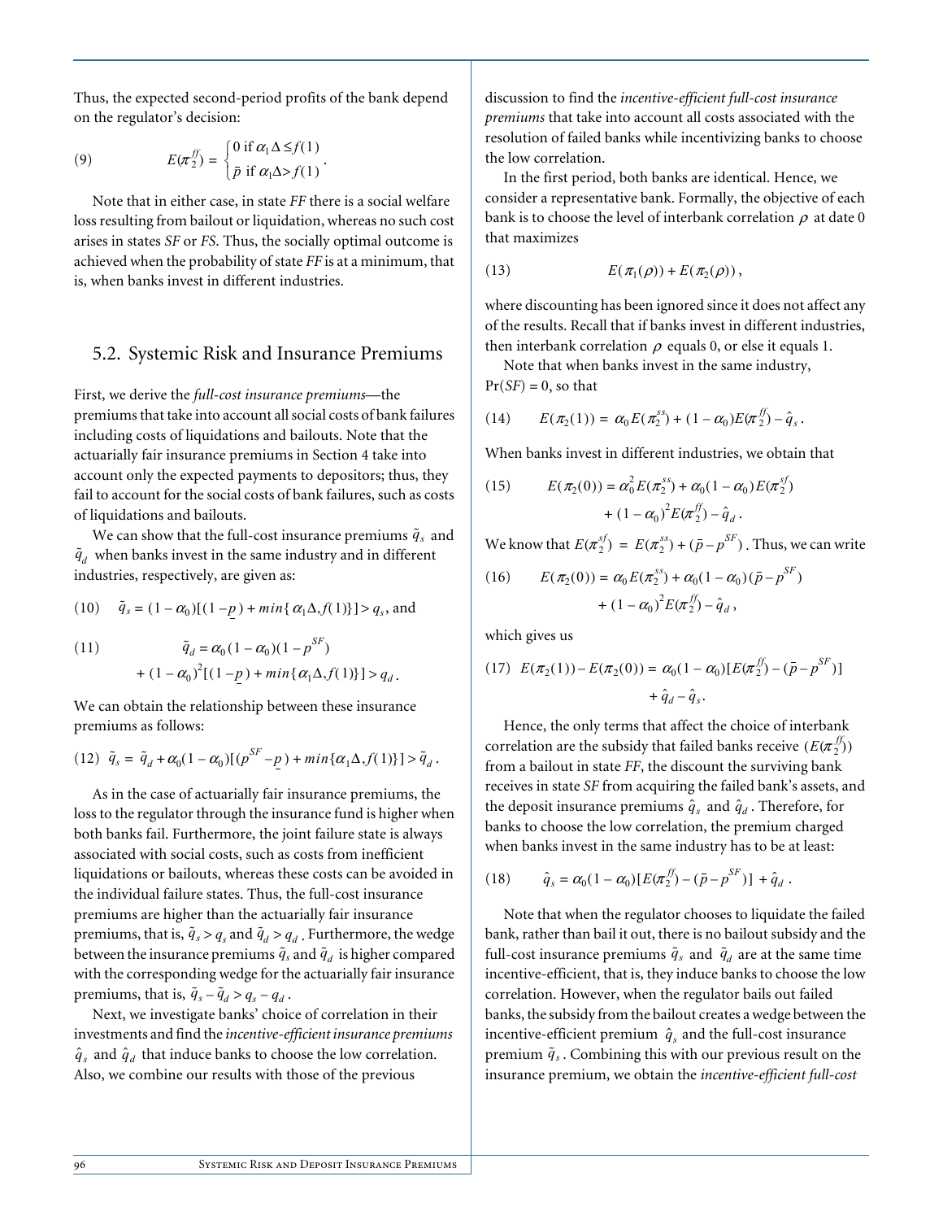Thus, the expected second-period profits of the bank depend on the regulator's decision:

$$E(\pi_2^{ff}) = \begin{cases} 0 \text{ if } \alpha_1\Delta \leq f(1) \\ \bar{p} \text{ if } \alpha_1\Delta > f(1) \end{cases}. \tag{9}$$

Note that in either case, in state *FF* there is a social welfare loss resulting from bailout or liquidation, whereas no such cost arises in states *SF* or *FS*. Thus, the socially optimal outcome is achieved when the probability of state *FF* is at a minimum, that is, when banks invest in different industries.

## 5.2. Systemic Risk and Insurance Premiums

First, we derive the *full-cost insurance premiums*—the premiums that take into account all social costs of bank failures including costs of liquidations and bailouts. Note that the actuarially fair insurance premiums in Section 4 take into account only the expected payments to depositors; thus, they fail to account for the social costs of bank failures, such as costs of liquidations and bailouts.

We can show that the full-cost insurance premiums $\tilde{q}_s$ and $\tilde{q}_d$ when banks invest in the same industry and in different industries, respectively, are given as:

$$\tilde{q}_s = (1-\alpha_0)[(1-\underline{p}) + min\{\alpha_1\Delta, f(1)\}] > q_s \text{, and} \tag{10}$$

$$\tilde{q}_d = \alpha_0(1-\alpha_0)(1-p^{SF}) + (1-\alpha_0)^2[(1-\underline{p}) + min\{\alpha_1\Delta, f(1)\}] > q_d. \tag{11}$$

We can obtain the relationship between these insurance premiums as follows:

$$\tilde{q}_s = \tilde{q}_d + \alpha_0(1-\alpha_0)[(p^{SF} - \underline{p}) + min\{\alpha_1\Delta, f(1)\}] > \tilde{q}_d. \tag{12}$$

As in the case of actuarially fair insurance premiums, the loss to the regulator through the insurance fund is higher when both banks fail. Furthermore, the joint failure state is always associated with social costs, such as costs from inefficient liquidations or bailouts, whereas these costs can be avoided in the individual failure states. Thus, the full-cost insurance premiums are higher than the actuarially fair insurance premiums, that is, $\tilde{q}_s > q_s$ and $\tilde{q}_d > q_d$. Furthermore, the wedge between the insurance premiums $\tilde{q}_s$ and $\tilde{q}_d$ is higher compared with the corresponding wedge for the actuarially fair insurance premiums, that is, $\tilde{q}_s - \tilde{q}_d > q_s - q_d$.

Next, we investigate banks' choice of correlation in their investments and find the *incentive-efficient insurance premiums* $\hat{q}_s$ and $\hat{q}_d$ that induce banks to choose the low correlation. Also, we combine our results with those of the previous discussion to find the *incentive-efficient full-cost insurance premiums* that take into account all costs associated with the resolution of failed banks while incentivizing banks to choose the low correlation.

In the first period, both banks are identical. Hence, we consider a representative bank. Formally, the objective of each bank is to choose the level of interbank correlation $\rho$ at date 0 that maximizes

$$E(\pi_1(\rho)) + E(\pi_2(\rho)), \tag{13}$$

where discounting has been ignored since it does not affect any of the results. Recall that if banks invest in different industries, then interbank correlation $\rho$ equals 0, or else it equals 1.

Note that when banks invest in the same industry, $\Pr(SF) = 0$, so that

$$E(\pi_2(1)) = \alpha_0 E(\pi_2^{ss}) + (1-\alpha_0)E(\pi_2^{ff}) - \hat{q}_s. \tag{14}$$

When banks invest in different industries, we obtain that

$$E(\pi_2(0)) = \alpha_0^2 E(\pi_2^{ss}) + \alpha_0(1-\alpha_0)E(\pi_2^{sf}) + (1-\alpha_0)^2 E(\pi_2^{ff}) - \hat{q}_d. \tag{15}$$

We know that $E(\pi_2^{sf}) = E(\pi_2^{ss}) + (\bar{p} - p^{SF})$. Thus, we can write

$$E(\pi_2(0)) = \alpha_0 E(\pi_2^{ss}) + \alpha_0(1-\alpha_0)(\bar{p} - p^{SF}) + (1-\alpha_0)^2 E(\pi_2^{ff}) - \hat{q}_d, \tag{16}$$

which gives us

$$E(\pi_2(1)) - E(\pi_2(0)) = \alpha_0(1-\alpha_0)[E(\pi_2^{ff}) - (\bar{p} - p^{SF})] + \hat{q}_d - \hat{q}_s. \tag{17}$$

Hence, the only terms that affect the choice of interbank correlation are the subsidy that failed banks receive ($E(\pi_2^{ff})$) from a bailout in state *FF*, the discount the surviving bank receives in state *SF* from acquiring the failed bank's assets, and the deposit insurance premiums $\hat{q}_s$ and $\hat{q}_d$. Therefore, for banks to choose the low correlation, the premium charged when banks invest in the same industry has to be at least:

$$\hat{q}_s = \alpha_0(1-\alpha_0)[E(\pi_2^{ff}) - (\bar{p} - p^{SF})] + \hat{q}_d. \tag{18}$$

Note that when the regulator chooses to liquidate the failed bank, rather than bail it out, there is no bailout subsidy and the full-cost insurance premiums $\tilde{q}_s$ and $\tilde{q}_d$ are at the same time incentive-efficient, that is, they induce banks to choose the low correlation. However, when the regulator bails out failed banks, the subsidy from the bailout creates a wedge between the incentive-efficient premium $\hat{q}_s$ and the full-cost insurance premium $\tilde{q}_s$. Combining this with our previous result on the insurance premium, we obtain the *incentive-efficient full-cost*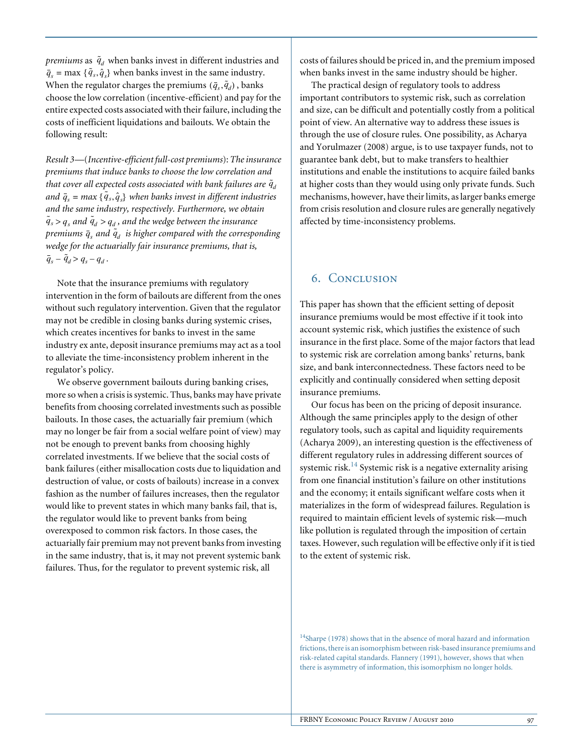*premiums* as $\tilde{q}_d$ when banks invest in different industries and $\bar{q}_s = \max\{\tilde{q}_s, \hat{q}_s\}$ when banks invest in the same industry. When the regulator charges the premiums $(\bar{q}_s, \tilde{q}_d)$, banks choose the low correlation (incentive-efficient) and pay for the entire expected costs associated with their failure, including the costs of inefficient liquidations and bailouts. We obtain the following result:

*Result 3*—(*Incentive-efficient full-cost premiums*): *The insurance premiums that induce banks to choose the low correlation and that cover all expected costs associated with bank failures are* $\tilde{q}_d$ *and* $\bar{q}_s = \max\{\tilde{q}_s, \hat{q}_s\}$ *when banks invest in different industries and the same industry, respectively. Furthermore, we obtain* $\tilde{q}_s > q_s$ *and* $\tilde{q}_d > q_d$*, and the wedge between the insurance premiums* $\bar{q}_s$ *and* $\tilde{q}_d$ *is higher compared with the corresponding wedge for the actuarially fair insurance premiums, that is,* $\bar{q}_s - \tilde{q}_d > q_s - q_d$.

Note that the insurance premiums with regulatory intervention in the form of bailouts are different from the ones without such regulatory intervention. Given that the regulator may not be credible in closing banks during systemic crises, which creates incentives for banks to invest in the same industry ex ante, deposit insurance premiums may act as a tool to alleviate the time-inconsistency problem inherent in the regulator's policy.

We observe government bailouts during banking crises, more so when a crisis is systemic. Thus, banks may have private benefits from choosing correlated investments such as possible bailouts. In those cases, the actuarially fair premium (which may no longer be fair from a social welfare point of view) may not be enough to prevent banks from choosing highly correlated investments. If we believe that the social costs of bank failures (either misallocation costs due to liquidation and destruction of value, or costs of bailouts) increase in a convex fashion as the number of failures increases, then the regulator would like to prevent states in which many banks fail, that is, the regulator would like to prevent banks from being overexposed to common risk factors. In those cases, the actuarially fair premium may not prevent banks from investing in the same industry, that is, it may not prevent systemic bank failures. Thus, for the regulator to prevent systemic risk, all costs of failures should be priced in, and the premium imposed when banks invest in the same industry should be higher.

The practical design of regulatory tools to address important contributors to systemic risk, such as correlation and size, can be difficult and potentially costly from a political point of view. An alternative way to address these issues is through the use of closure rules. One possibility, as Acharya and Yorulmazer (2008) argue, is to use taxpayer funds, not to guarantee bank debt, but to make transfers to healthier institutions and enable the institutions to acquire failed banks at higher costs than they would using only private funds. Such mechanisms, however, have their limits, as larger banks emerge from crisis resolution and closure rules are generally negatively affected by time-inconsistency problems.

## 6. Conclusion

This paper has shown that the efficient setting of deposit insurance premiums would be most effective if it took into account systemic risk, which justifies the existence of such insurance in the first place. Some of the major factors that lead to systemic risk are correlation among banks' returns, bank size, and bank interconnectedness. These factors need to be explicitly and continually considered when setting deposit insurance premiums.

Our focus has been on the pricing of deposit insurance. Although the same principles apply to the design of other regulatory tools, such as capital and liquidity requirements (Acharya 2009), an interesting question is the effectiveness of different regulatory rules in addressing different sources of systemic risk.[14] Systemic risk is a negative externality arising from one financial institution's failure on other institutions and the economy; it entails significant welfare costs when it materializes in the form of widespread failures. Regulation is required to maintain efficient levels of systemic risk—much like pollution is regulated through the imposition of certain taxes. However, such regulation will be effective only if it is tied to the extent of systemic risk.

[14] Sharpe (1978) shows that in the absence of moral hazard and information frictions, there is an isomorphism between risk-based insurance premiums and risk-related capital standards. Flannery (1991), however, shows that when there is asymmetry of information, this isomorphism no longer holds.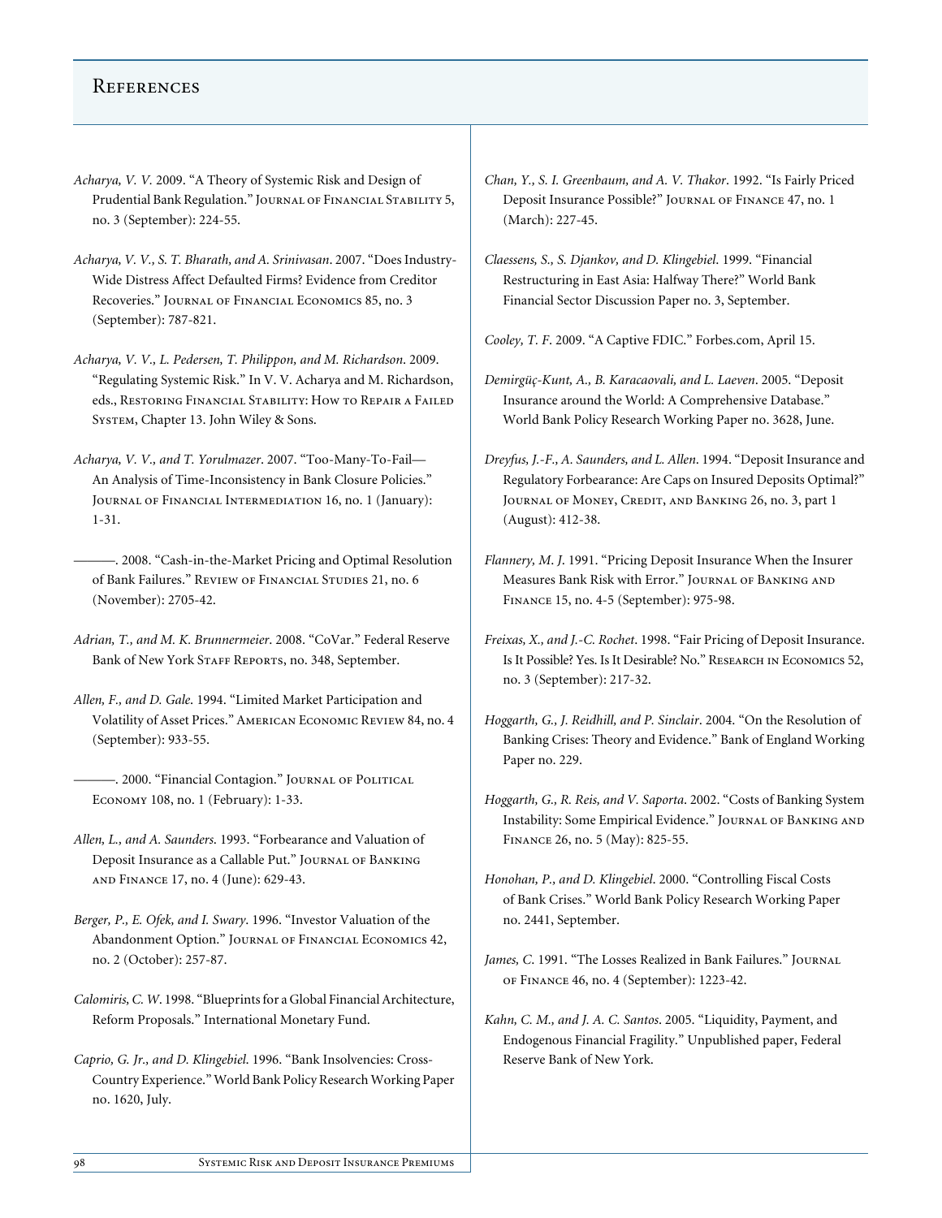# References

*Acharya, V. V.* 2009. "A Theory of Systemic Risk and Design of Prudential Bank Regulation." Journal of Financial Stability 5, no. 3 (September): 224-55.

*Acharya, V. V., S. T. Bharath, and A. Srinivasan*. 2007. "Does Industry-Wide Distress Affect Defaulted Firms? Evidence from Creditor Recoveries." Journal of Financial Economics 85, no. 3 (September): 787-821.

*Acharya, V. V., L. Pedersen, T. Philippon, and M. Richardson*. 2009. "Regulating Systemic Risk." In V. V. Acharya and M. Richardson, eds., Restoring Financial Stability: How to Repair a Failed System, Chapter 13. John Wiley & Sons.

*Acharya, V. V., and T. Yorulmazer*. 2007. "Too-Many-To-Fail—An Analysis of Time-Inconsistency in Bank Closure Policies." Journal of Financial Intermediation 16, no. 1 (January): 1-31.

———. 2008. "Cash-in-the-Market Pricing and Optimal Resolution of Bank Failures." Review of Financial Studies 21, no. 6 (November): 2705-42.

*Adrian, T., and M. K. Brunnermeier*. 2008. "CoVar." Federal Reserve Bank of New York Staff Reports, no. 348, September.

*Allen, F., and D. Gale*. 1994. "Limited Market Participation and Volatility of Asset Prices." American Economic Review 84, no. 4 (September): 933-55.

———. 2000. "Financial Contagion." Journal of Political Economy 108, no. 1 (February): 1-33.

*Allen, L., and A. Saunders*. 1993. "Forbearance and Valuation of Deposit Insurance as a Callable Put." Journal of Banking and Finance 17, no. 4 (June): 629-43.

*Berger, P., E. Ofek, and I. Swary*. 1996. "Investor Valuation of the Abandonment Option." Journal of Financial Economics 42, no. 2 (October): 257-87.

*Calomiris, C. W*. 1998. "Blueprints for a Global Financial Architecture, Reform Proposals." International Monetary Fund.

*Caprio, G. Jr., and D. Klingebiel*. 1996. "Bank Insolvencies: Cross-Country Experience." World Bank Policy Research Working Paper no. 1620, July.

*Chan, Y., S. I. Greenbaum, and A. V. Thakor*. 1992. "Is Fairly Priced Deposit Insurance Possible?" Journal of Finance 47, no. 1 (March): 227-45.

*Claessens, S., S. Djankov, and D. Klingebiel*. 1999. "Financial Restructuring in East Asia: Halfway There?" World Bank Financial Sector Discussion Paper no. 3, September.

*Cooley, T. F*. 2009. "A Captive FDIC." Forbes.com, April 15.

*Demirgüç-Kunt, A., B. Karacaovali, and L. Laeven*. 2005. "Deposit Insurance around the World: A Comprehensive Database." World Bank Policy Research Working Paper no. 3628, June.

*Dreyfus, J.-F., A. Saunders, and L. Allen*. 1994. "Deposit Insurance and Regulatory Forbearance: Are Caps on Insured Deposits Optimal?" Journal of Money, Credit, and Banking 26, no. 3, part 1 (August): 412-38.

*Flannery, M. J*. 1991. "Pricing Deposit Insurance When the Insurer Measures Bank Risk with Error." Journal of Banking and Finance 15, no. 4-5 (September): 975-98.

*Freixas, X., and J.-C. Rochet*. 1998. "Fair Pricing of Deposit Insurance. Is It Possible? Yes. Is It Desirable? No." Research in Economics 52, no. 3 (September): 217-32.

*Hoggarth, G., J. Reidhill, and P. Sinclair*. 2004. "On the Resolution of Banking Crises: Theory and Evidence." Bank of England Working Paper no. 229.

*Hoggarth, G., R. Reis, and V. Saporta*. 2002. "Costs of Banking System Instability: Some Empirical Evidence." Journal of Banking and Finance 26, no. 5 (May): 825-55.

*Honohan, P., and D. Klingebiel*. 2000. "Controlling Fiscal Costs of Bank Crises." World Bank Policy Research Working Paper no. 2441, September.

*James, C*. 1991. "The Losses Realized in Bank Failures." Journal of Finance 46, no. 4 (September): 1223-42.

*Kahn, C. M., and J. A. C. Santos*. 2005. "Liquidity, Payment, and Endogenous Financial Fragility." Unpublished paper, Federal Reserve Bank of New York.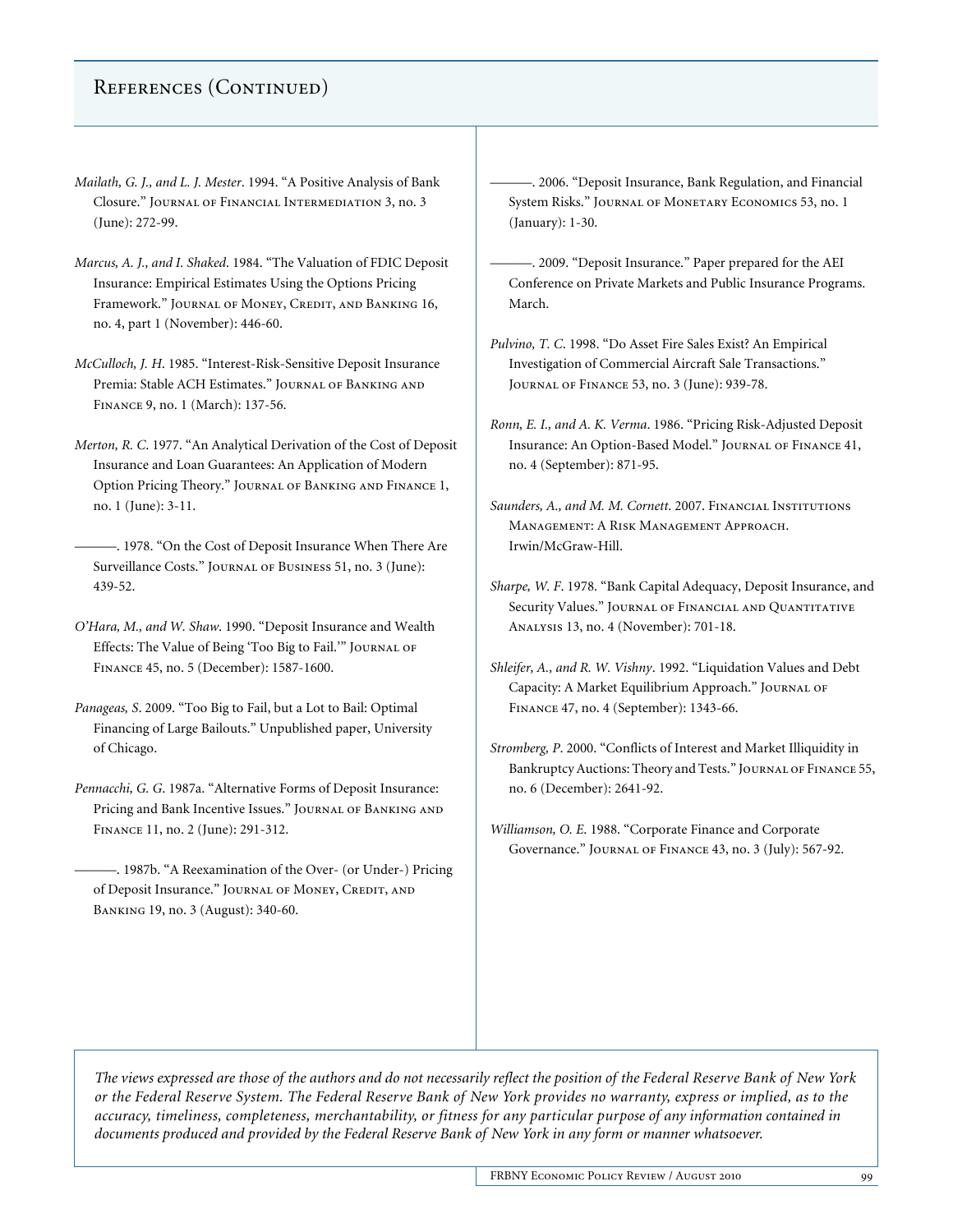## References (Continued)

*Mailath, G. J., and L. J. Mester*. 1994. "A Positive Analysis of Bank Closure." Journal of Financial Intermediation 3, no. 3 (June): 272-99.

*Marcus, A. J., and I. Shaked*. 1984. "The Valuation of FDIC Deposit Insurance: Empirical Estimates Using the Options Pricing Framework." Journal of Money, Credit, and Banking 16, no. 4, part 1 (November): 446-60.

*McCulloch, J. H*. 1985. "Interest-Risk-Sensitive Deposit Insurance Premia: Stable ACH Estimates." Journal of Banking and Finance 9, no. 1 (March): 137-56.

*Merton, R. C*. 1977. "An Analytical Derivation of the Cost of Deposit Insurance and Loan Guarantees: An Application of Modern Option Pricing Theory." Journal of Banking and Finance 1, no. 1 (June): 3-11.

———. 1978. "On the Cost of Deposit Insurance When There Are Surveillance Costs." Journal of Business 51, no. 3 (June): 439-52.

*O'Hara, M., and W. Shaw*. 1990. "Deposit Insurance and Wealth Effects: The Value of Being 'Too Big to Fail.'" Journal of Finance 45, no. 5 (December): 1587-1600.

*Panageas, S*. 2009. "Too Big to Fail, but a Lot to Bail: Optimal Financing of Large Bailouts." Unpublished paper, University of Chicago.

*Pennacchi, G. G*. 1987a. "Alternative Forms of Deposit Insurance: Pricing and Bank Incentive Issues." Journal of Banking and Finance 11, no. 2 (June): 291-312.

———. 1987b. "A Reexamination of the Over- (or Under-) Pricing of Deposit Insurance." Journal of Money, Credit, and Banking 19, no. 3 (August): 340-60.

———. 2006. "Deposit Insurance, Bank Regulation, and Financial System Risks." Journal of Monetary Economics 53, no. 1 (January): 1-30.

———. 2009. "Deposit Insurance." Paper prepared for the AEI Conference on Private Markets and Public Insurance Programs. March.

*Pulvino, T. C*. 1998. "Do Asset Fire Sales Exist? An Empirical Investigation of Commercial Aircraft Sale Transactions." Journal of Finance 53, no. 3 (June): 939-78.

*Ronn, E. I., and A. K. Verma*. 1986. "Pricing Risk-Adjusted Deposit Insurance: An Option-Based Model." Journal of Finance 41, no. 4 (September): 871-95.

*Saunders, A., and M. M. Cornett*. 2007. Financial Institutions Management: A Risk Management Approach. Irwin/McGraw-Hill.

*Sharpe, W. F*. 1978. "Bank Capital Adequacy, Deposit Insurance, and Security Values." Journal of Financial and Quantitative Analysis 13, no. 4 (November): 701-18.

*Shleifer, A., and R. W. Vishny*. 1992. "Liquidation Values and Debt Capacity: A Market Equilibrium Approach." Journal of Finance 47, no. 4 (September): 1343-66.

*Stromberg, P*. 2000. "Conflicts of Interest and Market Illiquidity in Bankruptcy Auctions: Theory and Tests." Journal of Finance 55, no. 6 (December): 2641-92.

*Williamson, O. E*. 1988. "Corporate Finance and Corporate Governance." Journal of Finance 43, no. 3 (July): 567-92.

*The views expressed are those of the authors and do not necessarily reflect the position of the Federal Reserve Bank of New York or the Federal Reserve System. The Federal Reserve Bank of New York provides no warranty, express or implied, as to the accuracy, timeliness, completeness, merchantability, or fitness for any particular purpose of any information contained in documents produced and provided by the Federal Reserve Bank of New York in any form or manner whatsoever.*